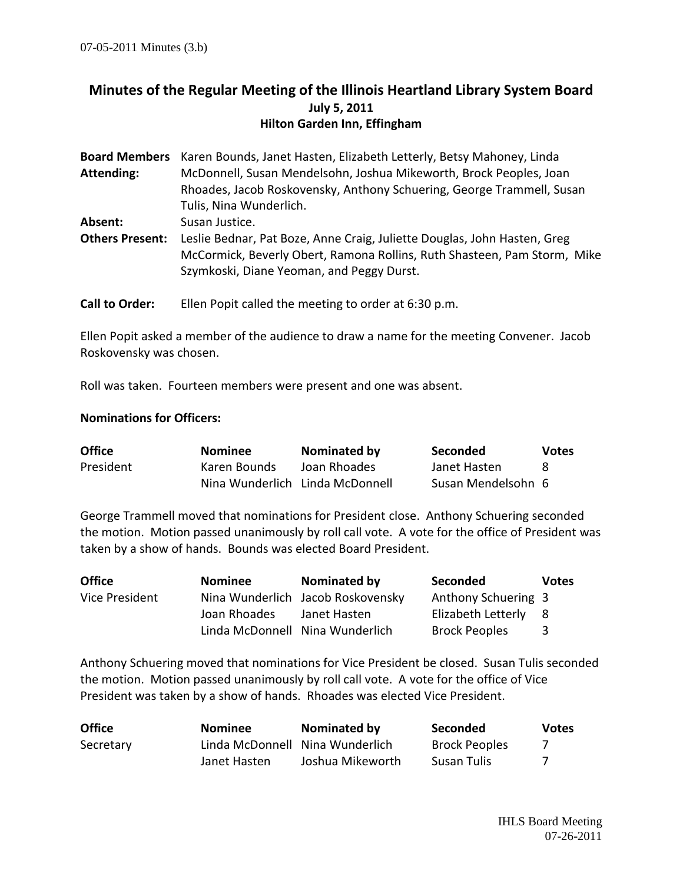07-05-2011 Minutes (3.b)

## Minutes of the Regular Meeting of the Illinois Heartland Library System Board
### July 5, 2011
### Hilton Garden Inn, Effingham

**Board Members Attending:** Karen Bounds, Janet Hasten, Elizabeth Letterly, Betsy Mahoney, Linda McDonnell, Susan Mendelsohn, Joshua Mikeworth, Brock Peoples, Joan Rhoades, Jacob Roskovensky, Anthony Schuering, George Trammell, Susan Tulis, Nina Wunderlich.

**Absent:** Susan Justice.

**Others Present:** Leslie Bednar, Pat Boze, Anne Craig, Juliette Douglas, John Hasten, Greg McCormick, Beverly Obert, Ramona Rollins, Ruth Shasteen, Pam Storm, Mike Szymkoski, Diane Yeoman, and Peggy Durst.

**Call to Order:** Ellen Popit called the meeting to order at 6:30 p.m.

Ellen Popit asked a member of the audience to draw a name for the meeting Convener. Jacob Roskovensky was chosen.

Roll was taken. Fourteen members were present and one was absent.

**Nominations for Officers:**

| Office | Nominee | Nominated by | Seconded | Votes |
|---|---|---|---|---|
| President | Karen Bounds | Joan Rhoades | Janet Hasten | 8 |
| | Nina Wunderlich | Linda McDonnell | Susan Mendelsohn | 6 |

George Trammell moved that nominations for President close. Anthony Schuering seconded the motion. Motion passed unanimously by roll call vote. A vote for the office of President was taken by a show of hands. Bounds was elected Board President.

| Office | Nominee | Nominated by | Seconded | Votes |
|---|---|---|---|---|
| Vice President | Nina Wunderlich | Jacob Roskovensky | Anthony Schuering | 3 |
| | Joan Rhoades | Janet Hasten | Elizabeth Letterly | 8 |
| | Linda McDonnell | Nina Wunderlich | Brock Peoples | 3 |

Anthony Schuering moved that nominations for Vice President be closed. Susan Tulis seconded the motion. Motion passed unanimously by roll call vote. A vote for the office of Vice President was taken by a show of hands. Rhoades was elected Vice President.

| Office | Nominee | Nominated by | Seconded | Votes |
|---|---|---|---|---|
| Secretary | Linda McDonnell | Nina Wunderlich | Brock Peoples | 7 |
| | Janet Hasten | Joshua Mikeworth | Susan Tulis | 7 |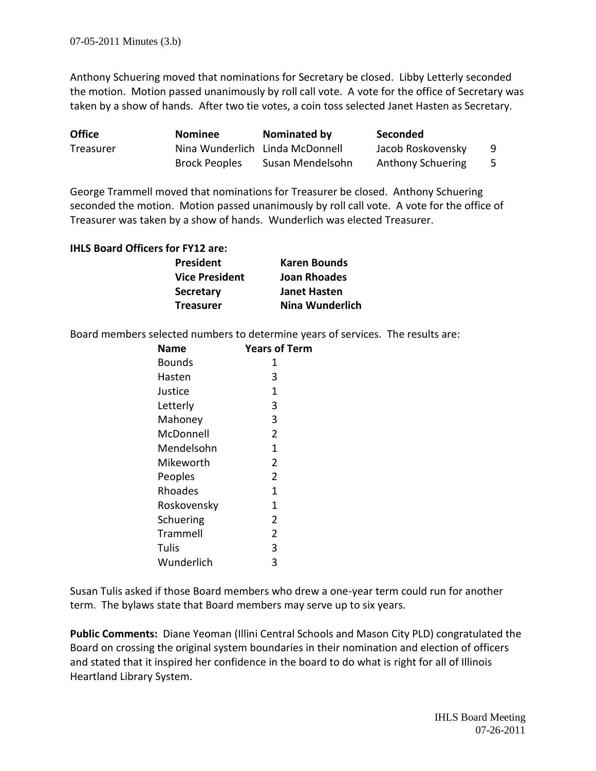Anthony Schuering moved that nominations for Secretary be closed. Libby Letterly seconded the motion. Motion passed unanimously by roll call vote. A vote for the office of Secretary was taken by a show of hands. After two tie votes, a coin toss selected Janet Hasten as Secretary.

| **Office** | **Nominee** | **Nominated by** | **Seconded** | |
|---|---|---|---|---|
| Treasurer | Nina Wunderlich | Linda McDonnell | Jacob Roskovensky | 9 |
| | Brock Peoples | Susan Mendelsohn | Anthony Schuering | 5 |

George Trammell moved that nominations for Treasurer be closed. Anthony Schuering seconded the motion. Motion passed unanimously by roll call vote. A vote for the office of Treasurer was taken by a show of hands. Wunderlich was elected Treasurer.

**IHLS Board Officers for FY12 are:**

| | |
|---|---|
| **President** | **Karen Bounds** |
| **Vice President** | **Joan Rhoades** |
| **Secretary** | **Janet Hasten** |
| **Treasurer** | **Nina Wunderlich** |

Board members selected numbers to determine years of services. The results are:

| **Name** | **Years of Term** |
|---|---|
| Bounds | 1 |
| Hasten | 3 |
| Justice | 1 |
| Letterly | 3 |
| Mahoney | 3 |
| McDonnell | 2 |
| Mendelsohn | 1 |
| Mikeworth | 2 |
| Peoples | 2 |
| Rhoades | 1 |
| Roskovensky | 1 |
| Schuering | 2 |
| Trammell | 2 |
| Tulis | 3 |
| Wunderlich | 3 |

Susan Tulis asked if those Board members who drew a one-year term could run for another term. The bylaws state that Board members may serve up to six years.

**Public Comments:** Diane Yeoman (Illini Central Schools and Mason City PLD) congratulated the Board on crossing the original system boundaries in their nomination and election of officers and stated that it inspired her confidence in the board to do what is right for all of Illinois Heartland Library System.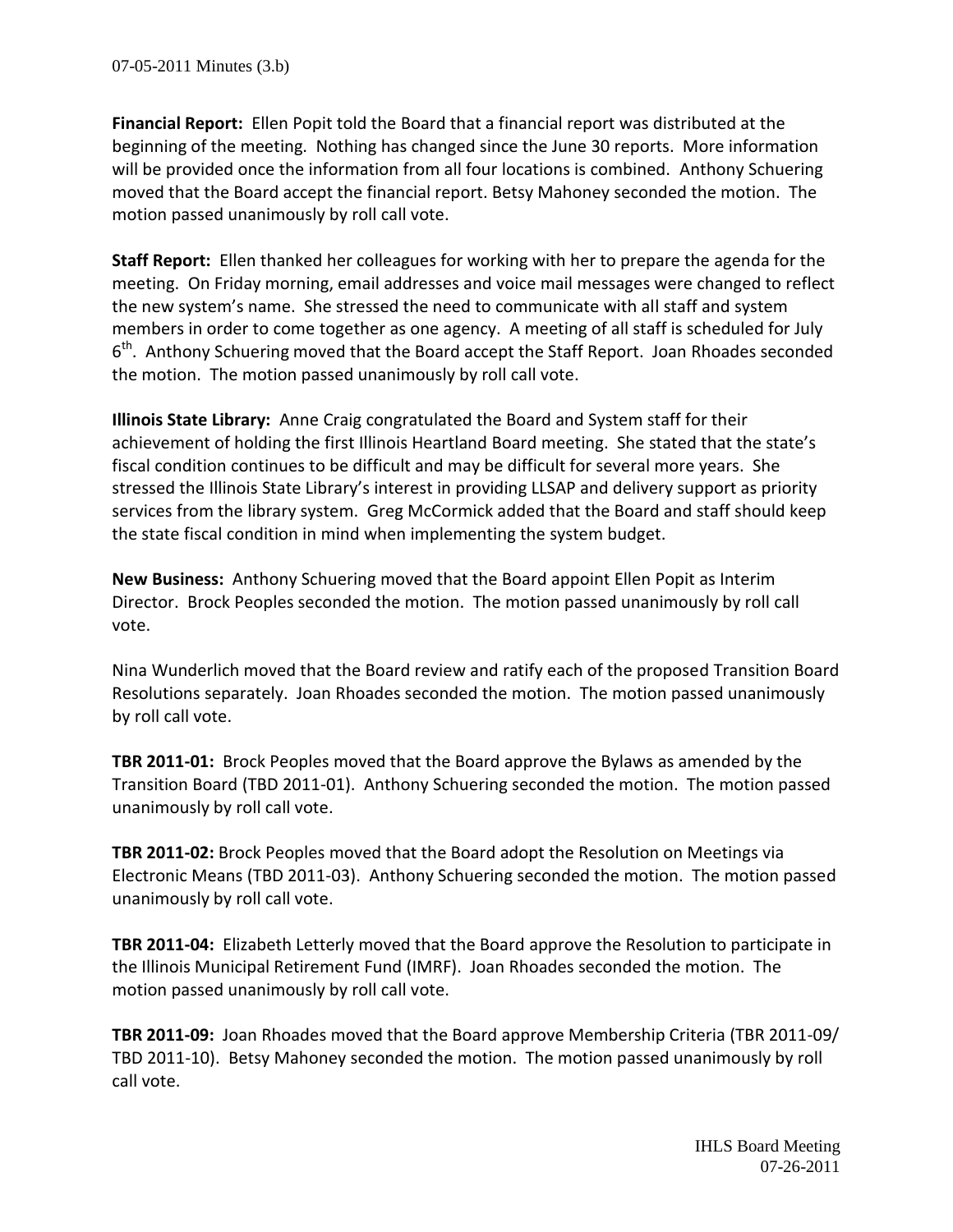**Financial Report:** Ellen Popit told the Board that a financial report was distributed at the beginning of the meeting. Nothing has changed since the June 30 reports. More information will be provided once the information from all four locations is combined. Anthony Schuering moved that the Board accept the financial report. Betsy Mahoney seconded the motion. The motion passed unanimously by roll call vote.

**Staff Report:** Ellen thanked her colleagues for working with her to prepare the agenda for the meeting. On Friday morning, email addresses and voice mail messages were changed to reflect the new system's name. She stressed the need to communicate with all staff and system members in order to come together as one agency. A meeting of all staff is scheduled for July 6th. Anthony Schuering moved that the Board accept the Staff Report. Joan Rhoades seconded the motion. The motion passed unanimously by roll call vote.

**Illinois State Library:** Anne Craig congratulated the Board and System staff for their achievement of holding the first Illinois Heartland Board meeting. She stated that the state's fiscal condition continues to be difficult and may be difficult for several more years. She stressed the Illinois State Library's interest in providing LLSAP and delivery support as priority services from the library system. Greg McCormick added that the Board and staff should keep the state fiscal condition in mind when implementing the system budget.

**New Business:** Anthony Schuering moved that the Board appoint Ellen Popit as Interim Director. Brock Peoples seconded the motion. The motion passed unanimously by roll call vote.

Nina Wunderlich moved that the Board review and ratify each of the proposed Transition Board Resolutions separately. Joan Rhoades seconded the motion. The motion passed unanimously by roll call vote.

**TBR 2011-01:** Brock Peoples moved that the Board approve the Bylaws as amended by the Transition Board (TBD 2011-01). Anthony Schuering seconded the motion. The motion passed unanimously by roll call vote.

**TBR 2011-02:** Brock Peoples moved that the Board adopt the Resolution on Meetings via Electronic Means (TBD 2011-03). Anthony Schuering seconded the motion. The motion passed unanimously by roll call vote.

**TBR 2011-04:** Elizabeth Letterly moved that the Board approve the Resolution to participate in the Illinois Municipal Retirement Fund (IMRF). Joan Rhoades seconded the motion. The motion passed unanimously by roll call vote.

**TBR 2011-09:** Joan Rhoades moved that the Board approve Membership Criteria (TBR 2011-09/ TBD 2011-10). Betsy Mahoney seconded the motion. The motion passed unanimously by roll call vote.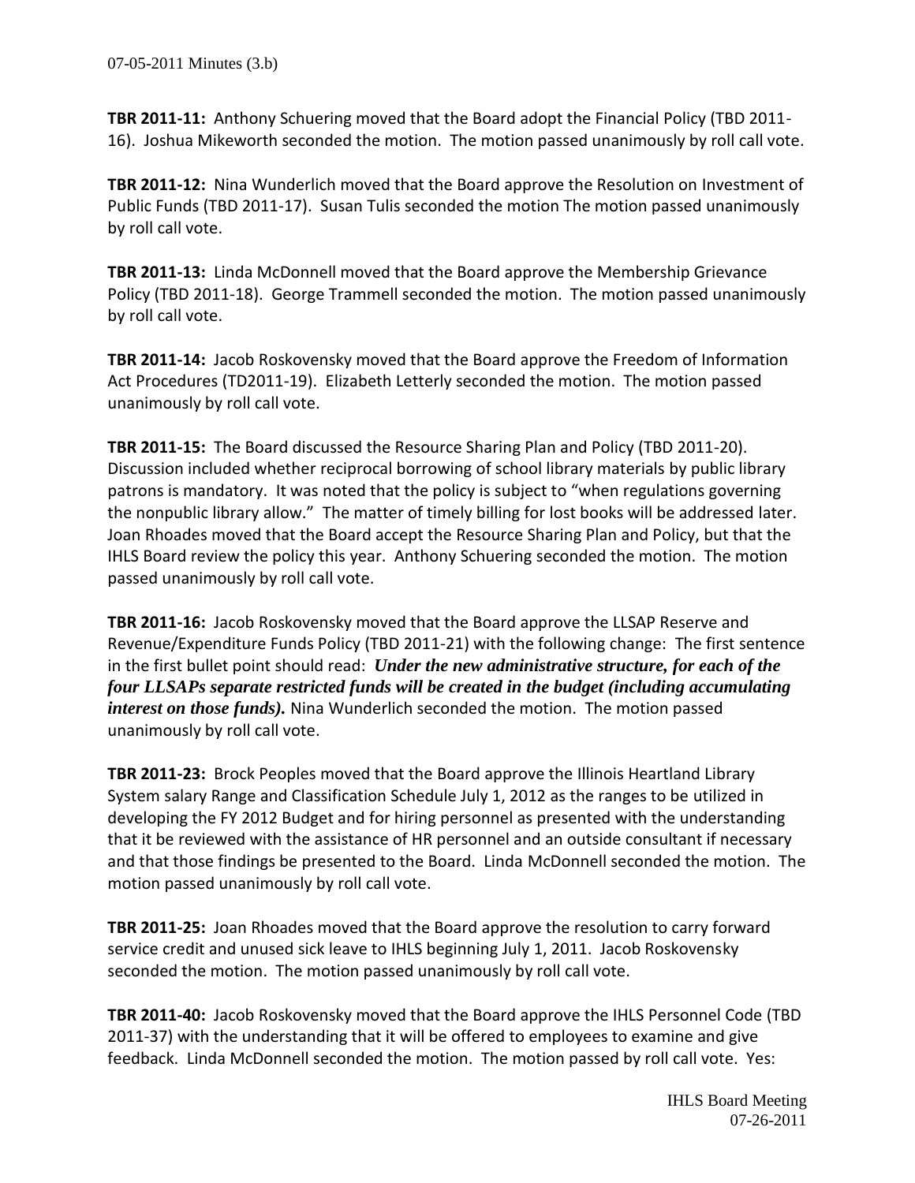**TBR 2011-11:** Anthony Schuering moved that the Board adopt the Financial Policy (TBD 2011-16). Joshua Mikeworth seconded the motion. The motion passed unanimously by roll call vote.

**TBR 2011-12:** Nina Wunderlich moved that the Board approve the Resolution on Investment of Public Funds (TBD 2011-17). Susan Tulis seconded the motion The motion passed unanimously by roll call vote.

**TBR 2011-13:** Linda McDonnell moved that the Board approve the Membership Grievance Policy (TBD 2011-18). George Trammell seconded the motion. The motion passed unanimously by roll call vote.

**TBR 2011-14:** Jacob Roskovensky moved that the Board approve the Freedom of Information Act Procedures (TD2011-19). Elizabeth Letterly seconded the motion. The motion passed unanimously by roll call vote.

**TBR 2011-15:** The Board discussed the Resource Sharing Plan and Policy (TBD 2011-20). Discussion included whether reciprocal borrowing of school library materials by public library patrons is mandatory. It was noted that the policy is subject to "when regulations governing the nonpublic library allow." The matter of timely billing for lost books will be addressed later. Joan Rhoades moved that the Board accept the Resource Sharing Plan and Policy, but that the IHLS Board review the policy this year. Anthony Schuering seconded the motion. The motion passed unanimously by roll call vote.

**TBR 2011-16:** Jacob Roskovensky moved that the Board approve the LLSAP Reserve and Revenue/Expenditure Funds Policy (TBD 2011-21) with the following change: The first sentence in the first bullet point should read: ***Under the new administrative structure, for each of the four LLSAPs separate restricted funds will be created in the budget (including accumulating interest on those funds).*** Nina Wunderlich seconded the motion. The motion passed unanimously by roll call vote.

**TBR 2011-23:** Brock Peoples moved that the Board approve the Illinois Heartland Library System salary Range and Classification Schedule July 1, 2012 as the ranges to be utilized in developing the FY 2012 Budget and for hiring personnel as presented with the understanding that it be reviewed with the assistance of HR personnel and an outside consultant if necessary and that those findings be presented to the Board. Linda McDonnell seconded the motion. The motion passed unanimously by roll call vote.

**TBR 2011-25:** Joan Rhoades moved that the Board approve the resolution to carry forward service credit and unused sick leave to IHLS beginning July 1, 2011. Jacob Roskovensky seconded the motion. The motion passed unanimously by roll call vote.

**TBR 2011-40:** Jacob Roskovensky moved that the Board approve the IHLS Personnel Code (TBD 2011-37) with the understanding that it will be offered to employees to examine and give feedback. Linda McDonnell seconded the motion. The motion passed by roll call vote. Yes: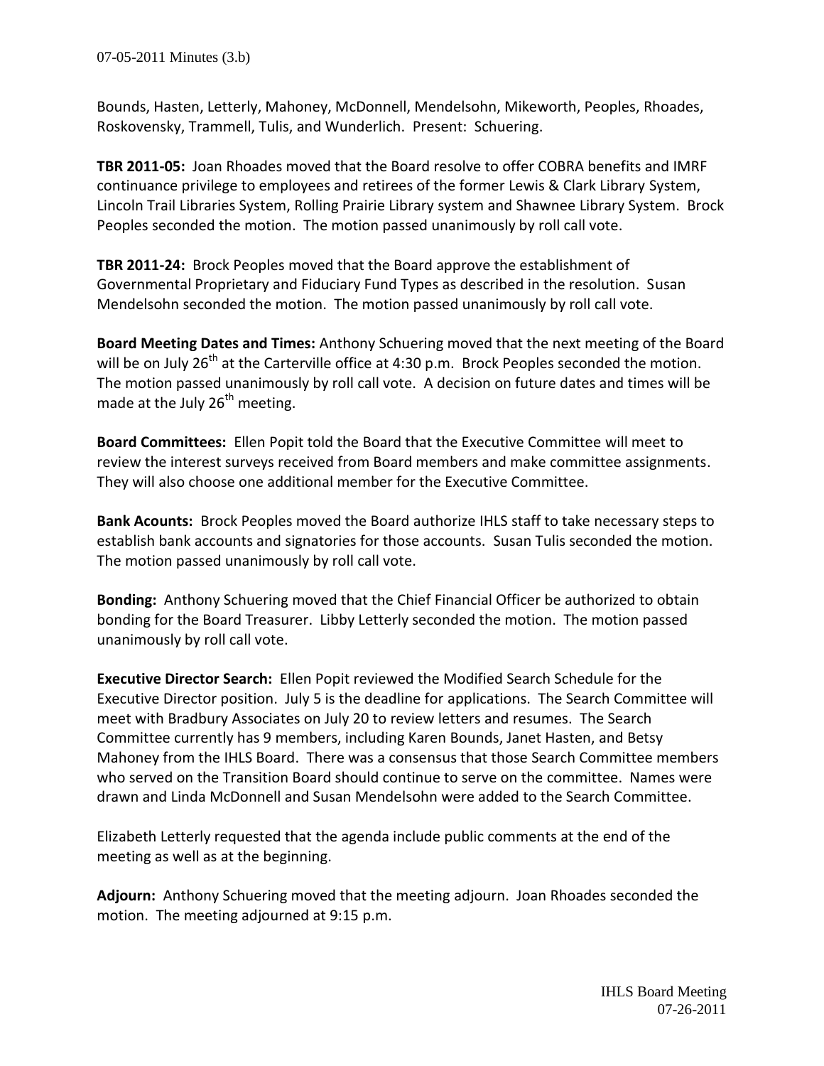Bounds, Hasten, Letterly, Mahoney, McDonnell, Mendelsohn, Mikeworth, Peoples, Rhoades, Roskovensky, Trammell, Tulis, and Wunderlich. Present: Schuering.

**TBR 2011-05:** Joan Rhoades moved that the Board resolve to offer COBRA benefits and IMRF continuance privilege to employees and retirees of the former Lewis & Clark Library System, Lincoln Trail Libraries System, Rolling Prairie Library system and Shawnee Library System. Brock Peoples seconded the motion. The motion passed unanimously by roll call vote.

**TBR 2011-24:** Brock Peoples moved that the Board approve the establishment of Governmental Proprietary and Fiduciary Fund Types as described in the resolution. Susan Mendelsohn seconded the motion. The motion passed unanimously by roll call vote.

**Board Meeting Dates and Times:** Anthony Schuering moved that the next meeting of the Board will be on July 26th at the Carterville office at 4:30 p.m. Brock Peoples seconded the motion. The motion passed unanimously by roll call vote. A decision on future dates and times will be made at the July 26th meeting.

**Board Committees:** Ellen Popit told the Board that the Executive Committee will meet to review the interest surveys received from Board members and make committee assignments. They will also choose one additional member for the Executive Committee.

**Bank Acounts:** Brock Peoples moved the Board authorize IHLS staff to take necessary steps to establish bank accounts and signatories for those accounts. Susan Tulis seconded the motion. The motion passed unanimously by roll call vote.

**Bonding:** Anthony Schuering moved that the Chief Financial Officer be authorized to obtain bonding for the Board Treasurer. Libby Letterly seconded the motion. The motion passed unanimously by roll call vote.

**Executive Director Search:** Ellen Popit reviewed the Modified Search Schedule for the Executive Director position. July 5 is the deadline for applications. The Search Committee will meet with Bradbury Associates on July 20 to review letters and resumes. The Search Committee currently has 9 members, including Karen Bounds, Janet Hasten, and Betsy Mahoney from the IHLS Board. There was a consensus that those Search Committee members who served on the Transition Board should continue to serve on the committee. Names were drawn and Linda McDonnell and Susan Mendelsohn were added to the Search Committee.

Elizabeth Letterly requested that the agenda include public comments at the end of the meeting as well as at the beginning.

**Adjourn:** Anthony Schuering moved that the meeting adjourn. Joan Rhoades seconded the motion. The meeting adjourned at 9:15 p.m.